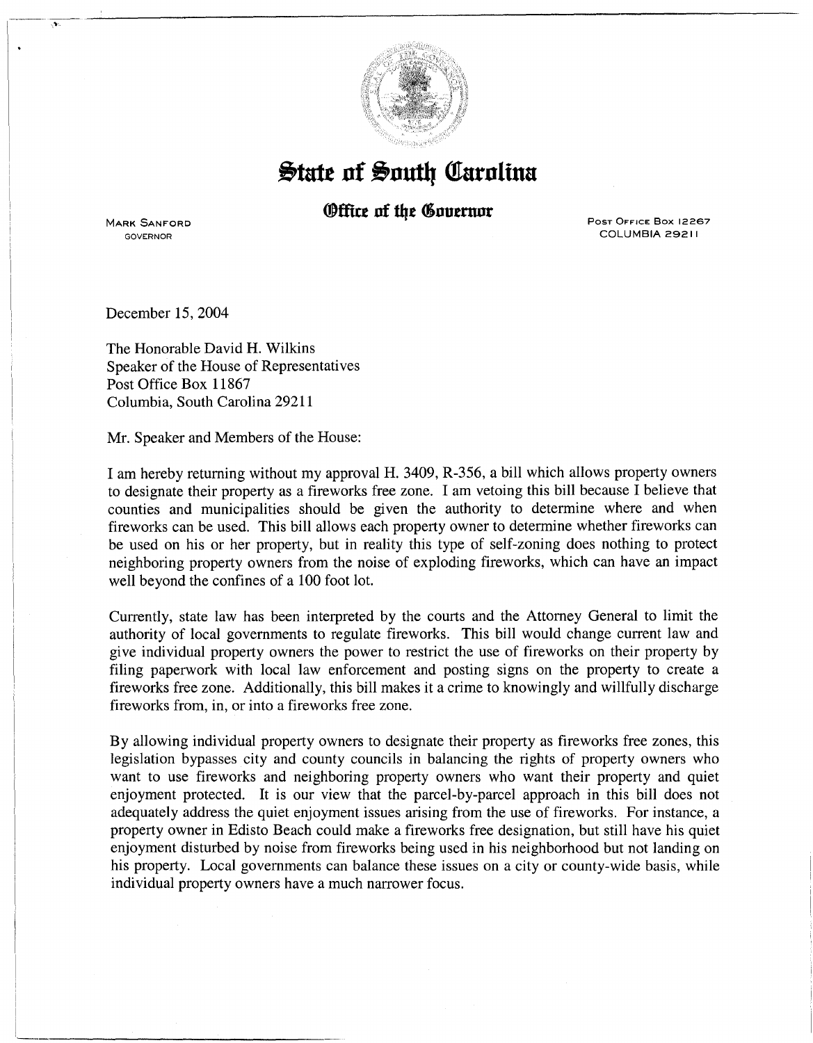# State of South Carolina

## Office of the Governor

MARK SANFORD
GOVERNOR

POST OFFICE BOX 12267
COLUMBIA 29211

December 15, 2004

The Honorable David H. Wilkins
Speaker of the House of Representatives
Post Office Box 11867
Columbia, South Carolina 29211

Mr. Speaker and Members of the House:

I am hereby returning without my approval H. 3409, R-356, a bill which allows property owners to designate their property as a fireworks free zone. I am vetoing this bill because I believe that counties and municipalities should be given the authority to determine where and when fireworks can be used. This bill allows each property owner to determine whether fireworks can be used on his or her property, but in reality this type of self-zoning does nothing to protect neighboring property owners from the noise of exploding fireworks, which can have an impact well beyond the confines of a 100 foot lot.

Currently, state law has been interpreted by the courts and the Attorney General to limit the authority of local governments to regulate fireworks. This bill would change current law and give individual property owners the power to restrict the use of fireworks on their property by filing paperwork with local law enforcement and posting signs on the property to create a fireworks free zone. Additionally, this bill makes it a crime to knowingly and willfully discharge fireworks from, in, or into a fireworks free zone.

By allowing individual property owners to designate their property as fireworks free zones, this legislation bypasses city and county councils in balancing the rights of property owners who want to use fireworks and neighboring property owners who want their property and quiet enjoyment protected. It is our view that the parcel-by-parcel approach in this bill does not adequately address the quiet enjoyment issues arising from the use of fireworks. For instance, a property owner in Edisto Beach could make a fireworks free designation, but still have his quiet enjoyment disturbed by noise from fireworks being used in his neighborhood but not landing on his property. Local governments can balance these issues on a city or county-wide basis, while individual property owners have a much narrower focus.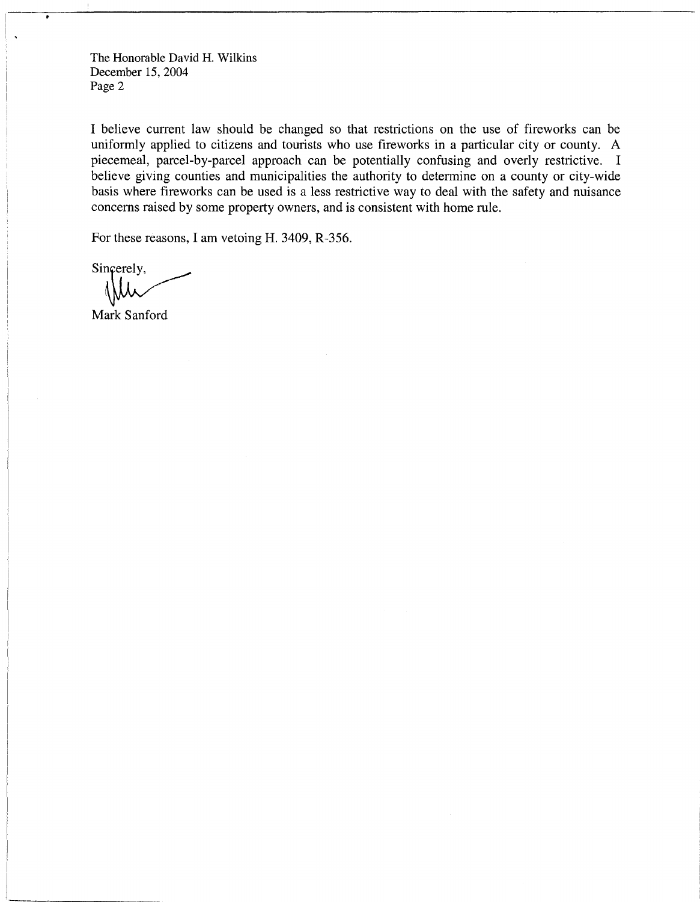I believe current law should be changed so that restrictions on the use of fireworks can be uniformly applied to citizens and tourists who use fireworks in a particular city or county. A piecemeal, parcel-by-parcel approach can be potentially confusing and overly restrictive. I believe giving counties and municipalities the authority to determine on a county or city-wide basis where fireworks can be used is a less restrictive way to deal with the safety and nuisance concerns raised by some property owners, and is consistent with home rule.

For these reasons, I am vetoing H. 3409, R-356.

Sincerely,

Mark Sanford